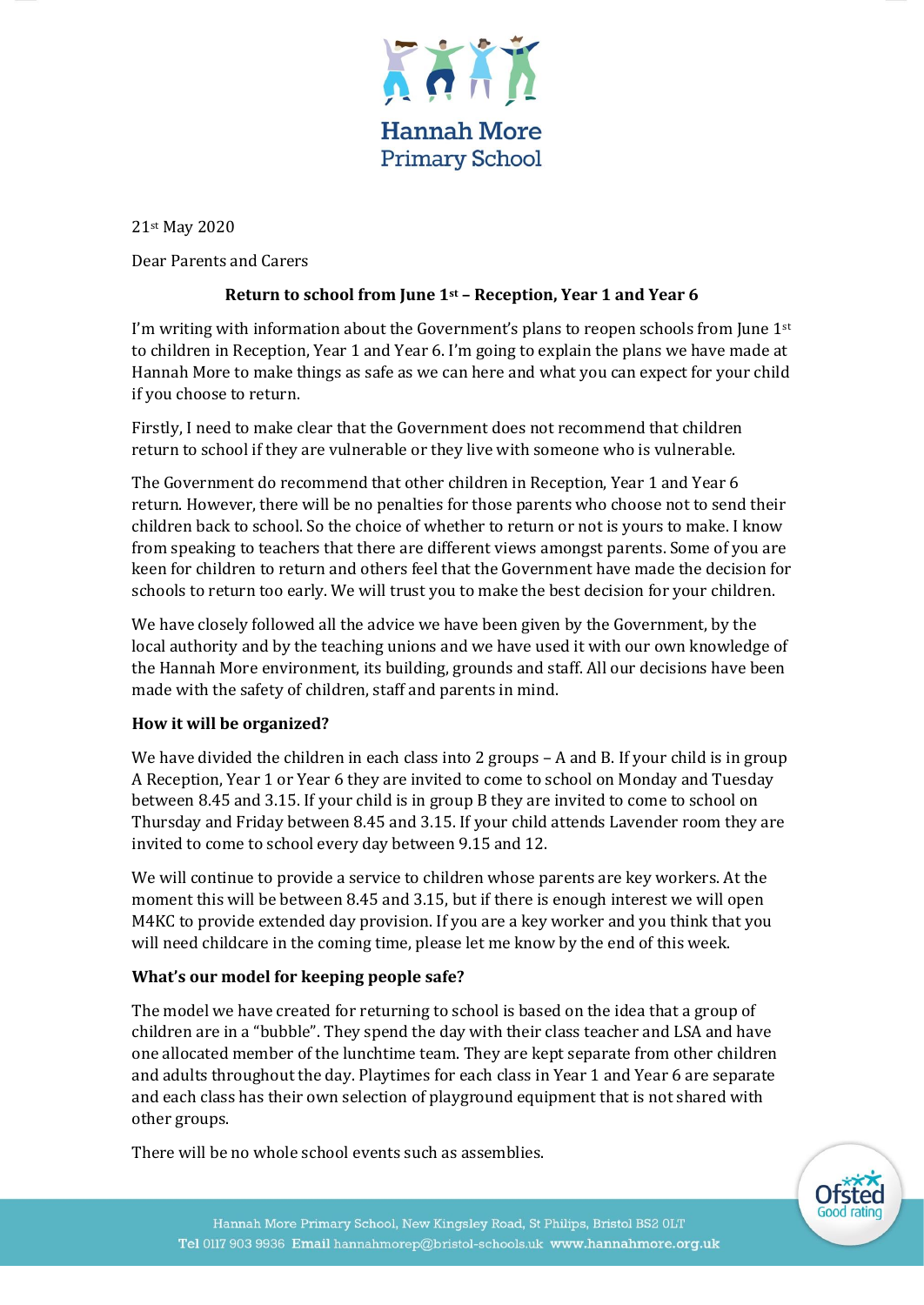Hannah More
Primary School

21st May 2020

Dear Parents and Carers

**Return to school from June 1st – Reception, Year 1 and Year 6**

I'm writing with information about the Government's plans to reopen schools from June 1st to children in Reception, Year 1 and Year 6. I'm going to explain the plans we have made at Hannah More to make things as safe as we can here and what you can expect for your child if you choose to return.

Firstly, I need to make clear that the Government does not recommend that children return to school if they are vulnerable or they live with someone who is vulnerable.

The Government do recommend that other children in Reception, Year 1 and Year 6 return. However, there will be no penalties for those parents who choose not to send their children back to school. So the choice of whether to return or not is yours to make. I know from speaking to teachers that there are different views amongst parents. Some of you are keen for children to return and others feel that the Government have made the decision for schools to return too early. We will trust you to make the best decision for your children.

We have closely followed all the advice we have been given by the Government, by the local authority and by the teaching unions and we have used it with our own knowledge of the Hannah More environment, its building, grounds and staff. All our decisions have been made with the safety of children, staff and parents in mind.

**How it will be organized?**

We have divided the children in each class into 2 groups – A and B. If your child is in group A Reception, Year 1 or Year 6 they are invited to come to school on Monday and Tuesday between 8.45 and 3.15. If your child is in group B they are invited to come to school on Thursday and Friday between 8.45 and 3.15. If your child attends Lavender room they are invited to come to school every day between 9.15 and 12.

We will continue to provide a service to children whose parents are key workers. At the moment this will be between 8.45 and 3.15, but if there is enough interest we will open M4KC to provide extended day provision. If you are a key worker and you think that you will need childcare in the coming time, please let me know by the end of this week.

**What's our model for keeping people safe?**

The model we have created for returning to school is based on the idea that a group of children are in a "bubble". They spend the day with their class teacher and LSA and have one allocated member of the lunchtime team. They are kept separate from other children and adults throughout the day. Playtimes for each class in Year 1 and Year 6 are separate and each class has their own selection of playground equipment that is not shared with other groups.

There will be no whole school events such as assemblies.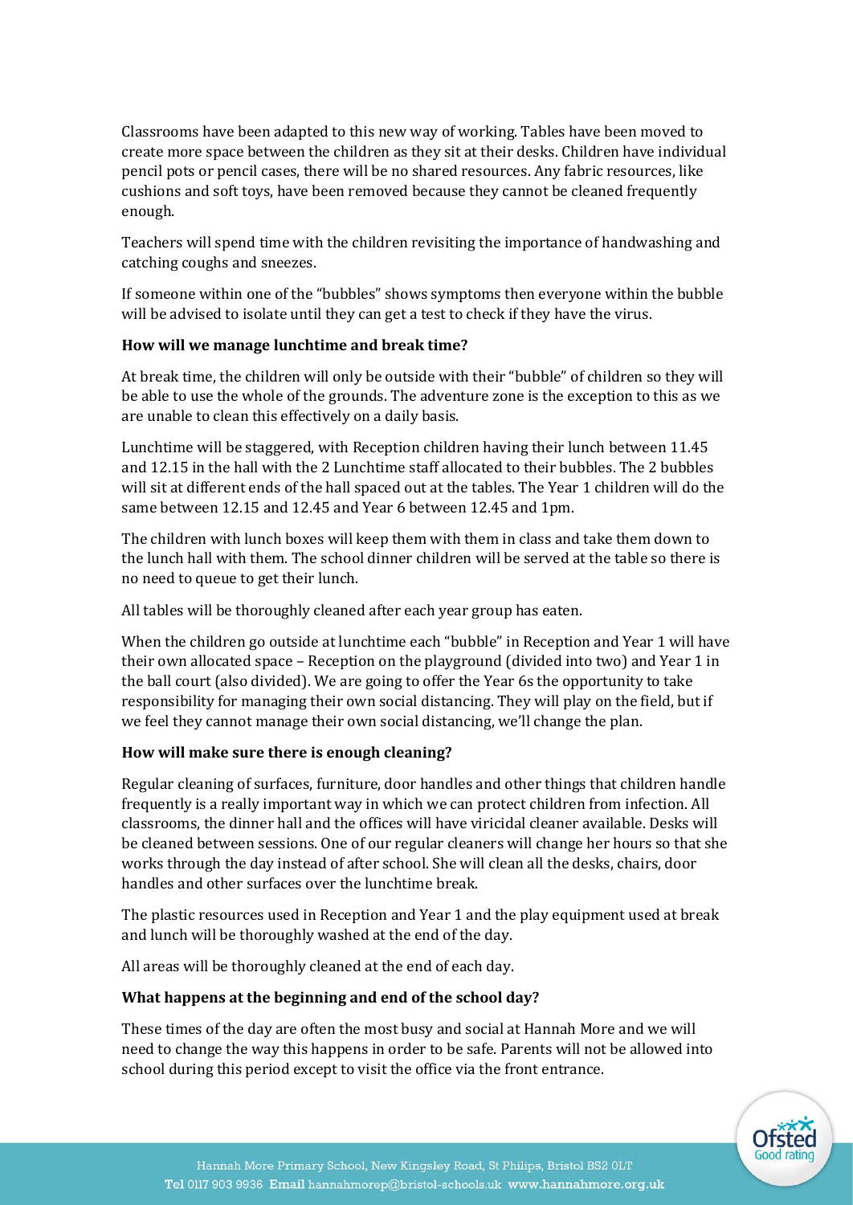Classrooms have been adapted to this new way of working. Tables have been moved to create more space between the children as they sit at their desks. Children have individual pencil pots or pencil cases, there will be no shared resources. Any fabric resources, like cushions and soft toys, have been removed because they cannot be cleaned frequently enough.

Teachers will spend time with the children revisiting the importance of handwashing and catching coughs and sneezes.

If someone within one of the "bubbles" shows symptoms then everyone within the bubble will be advised to isolate until they can get a test to check if they have the virus.

**How will we manage lunchtime and break time?**

At break time, the children will only be outside with their "bubble" of children so they will be able to use the whole of the grounds. The adventure zone is the exception to this as we are unable to clean this effectively on a daily basis.

Lunchtime will be staggered, with Reception children having their lunch between 11.45 and 12.15 in the hall with the 2 Lunchtime staff allocated to their bubbles. The 2 bubbles will sit at different ends of the hall spaced out at the tables. The Year 1 children will do the same between 12.15 and 12.45 and Year 6 between 12.45 and 1pm.

The children with lunch boxes will keep them with them in class and take them down to the lunch hall with them. The school dinner children will be served at the table so there is no need to queue to get their lunch.

All tables will be thoroughly cleaned after each year group has eaten.

When the children go outside at lunchtime each "bubble" in Reception and Year 1 will have their own allocated space – Reception on the playground (divided into two) and Year 1 in the ball court (also divided). We are going to offer the Year 6s the opportunity to take responsibility for managing their own social distancing. They will play on the field, but if we feel they cannot manage their own social distancing, we'll change the plan.

**How will make sure there is enough cleaning?**

Regular cleaning of surfaces, furniture, door handles and other things that children handle frequently is a really important way in which we can protect children from infection. All classrooms, the dinner hall and the offices will have viricidal cleaner available. Desks will be cleaned between sessions. One of our regular cleaners will change her hours so that she works through the day instead of after school. She will clean all the desks, chairs, door handles and other surfaces over the lunchtime break.

The plastic resources used in Reception and Year 1 and the play equipment used at break and lunch will be thoroughly washed at the end of the day.

All areas will be thoroughly cleaned at the end of each day.

**What happens at the beginning and end of the school day?**

These times of the day are often the most busy and social at Hannah More and we will need to change the way this happens in order to be safe. Parents will not be allowed into school during this period except to visit the office via the front entrance.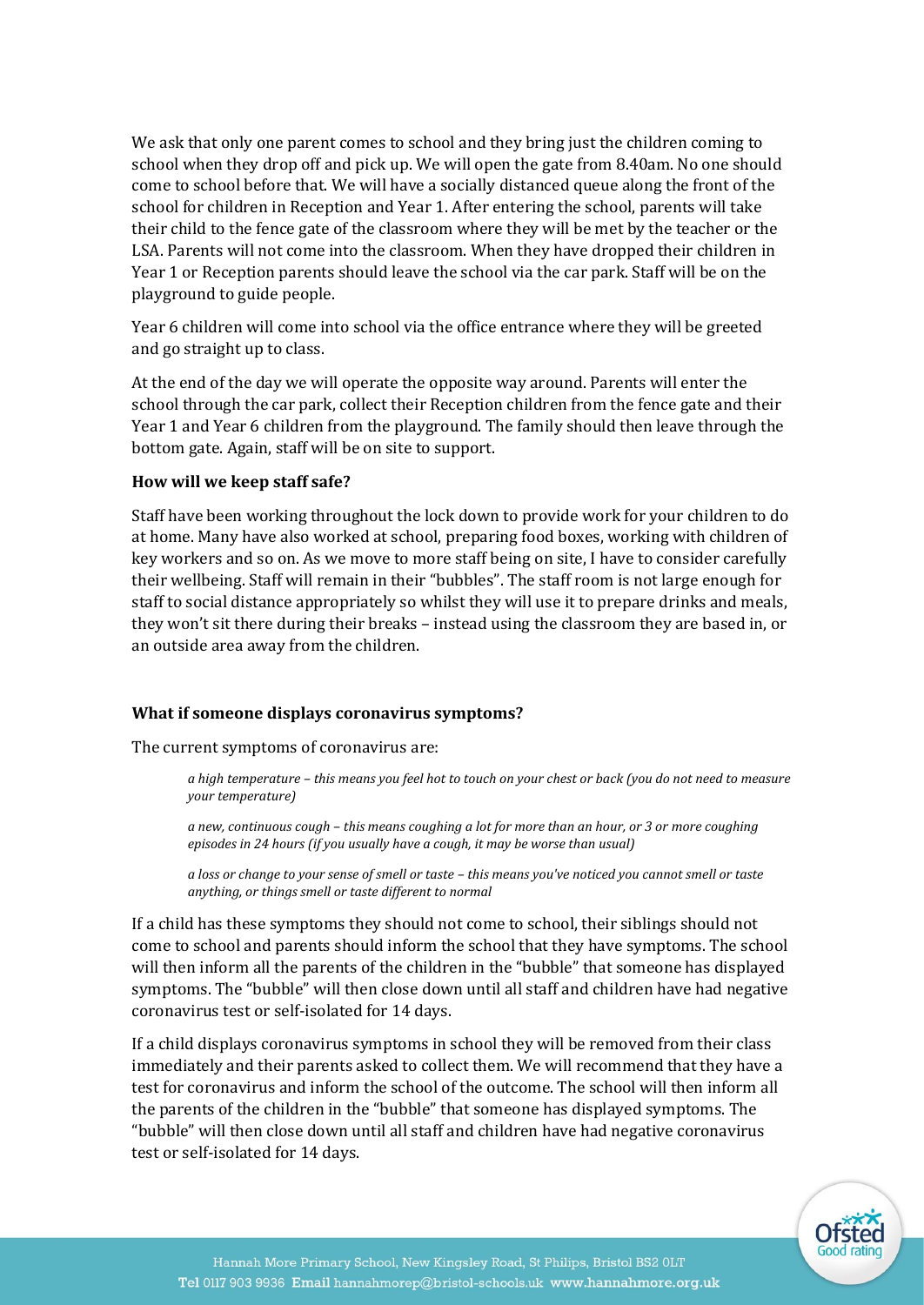We ask that only one parent comes to school and they bring just the children coming to school when they drop off and pick up. We will open the gate from 8.40am. No one should come to school before that. We will have a socially distanced queue along the front of the school for children in Reception and Year 1. After entering the school, parents will take their child to the fence gate of the classroom where they will be met by the teacher or the LSA. Parents will not come into the classroom. When they have dropped their children in Year 1 or Reception parents should leave the school via the car park. Staff will be on the playground to guide people.

Year 6 children will come into school via the office entrance where they will be greeted and go straight up to class.

At the end of the day we will operate the opposite way around. Parents will enter the school through the car park, collect their Reception children from the fence gate and their Year 1 and Year 6 children from the playground. The family should then leave through the bottom gate. Again, staff will be on site to support.

**How will we keep staff safe?**

Staff have been working throughout the lock down to provide work for your children to do at home. Many have also worked at school, preparing food boxes, working with children of key workers and so on. As we move to more staff being on site, I have to consider carefully their wellbeing. Staff will remain in their "bubbles". The staff room is not large enough for staff to social distance appropriately so whilst they will use it to prepare drinks and meals, they won't sit there during their breaks – instead using the classroom they are based in, or an outside area away from the children.

**What if someone displays coronavirus symptoms?**

The current symptoms of coronavirus are:

> *a high temperature – this means you feel hot to touch on your chest or back (you do not need to measure your temperature)*
>
> *a new, continuous cough – this means coughing a lot for more than an hour, or 3 or more coughing episodes in 24 hours (if you usually have a cough, it may be worse than usual)*
>
> *a loss or change to your sense of smell or taste – this means you've noticed you cannot smell or taste anything, or things smell or taste different to normal*

If a child has these symptoms they should not come to school, their siblings should not come to school and parents should inform the school that they have symptoms. The school will then inform all the parents of the children in the "bubble" that someone has displayed symptoms. The "bubble" will then close down until all staff and children have had negative coronavirus test or self-isolated for 14 days.

If a child displays coronavirus symptoms in school they will be removed from their class immediately and their parents asked to collect them. We will recommend that they have a test for coronavirus and inform the school of the outcome. The school will then inform all the parents of the children in the "bubble" that someone has displayed symptoms. The "bubble" will then close down until all staff and children have had negative coronavirus test or self-isolated for 14 days.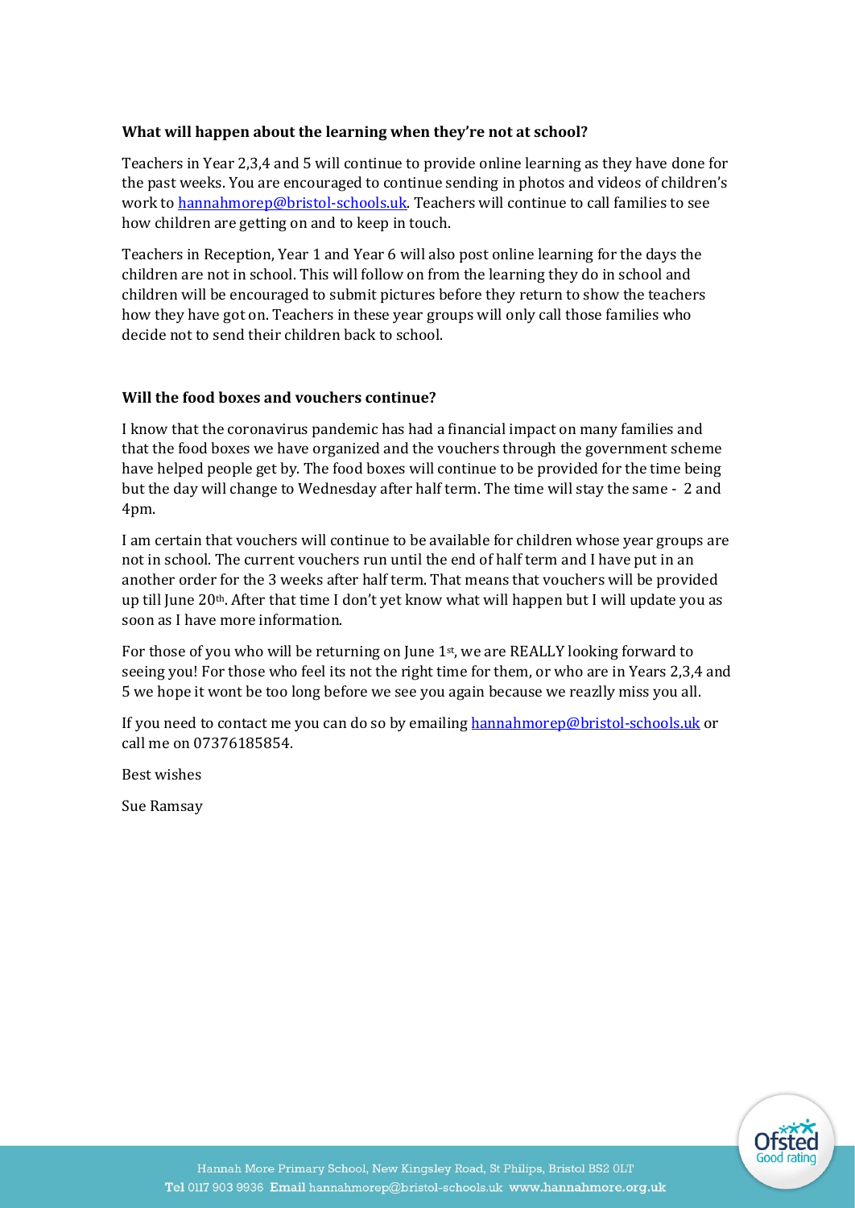**What will happen about the learning when they're not at school?**

Teachers in Year 2,3,4 and 5 will continue to provide online learning as they have done for the past weeks. You are encouraged to continue sending in photos and videos of children's work to hannahmorep@bristol-schools.uk. Teachers will continue to call families to see how children are getting on and to keep in touch.

Teachers in Reception, Year 1 and Year 6 will also post online learning for the days the children are not in school. This will follow on from the learning they do in school and children will be encouraged to submit pictures before they return to show the teachers how they have got on. Teachers in these year groups will only call those families who decide not to send their children back to school.

**Will the food boxes and vouchers continue?**

I know that the coronavirus pandemic has had a financial impact on many families and that the food boxes we have organized and the vouchers through the government scheme have helped people get by. The food boxes will continue to be provided for the time being but the day will change to Wednesday after half term. The time will stay the same - 2 and 4pm.

I am certain that vouchers will continue to be available for children whose year groups are not in school. The current vouchers run until the end of half term and I have put in an another order for the 3 weeks after half term. That means that vouchers will be provided up till June 20th. After that time I don't yet know what will happen but I will update you as soon as I have more information.

For those of you who will be returning on June 1st, we are REALLY looking forward to seeing you! For those who feel its not the right time for them, or who are in Years 2,3,4 and 5 we hope it wont be too long before we see you again because we reazlly miss you all.

If you need to contact me you can do so by emailing hannahmorep@bristol-schools.uk or call me on 07376185854.

Best wishes

Sue Ramsay

Hannah More Primary School, New Kingsley Road, St Philips, Bristol BS2 0LT
**Tel** 0117 903 9936 **Email** hannahmorep@bristol-schools.uk **www.hannahmore.org.uk**

Ofsted Good rating